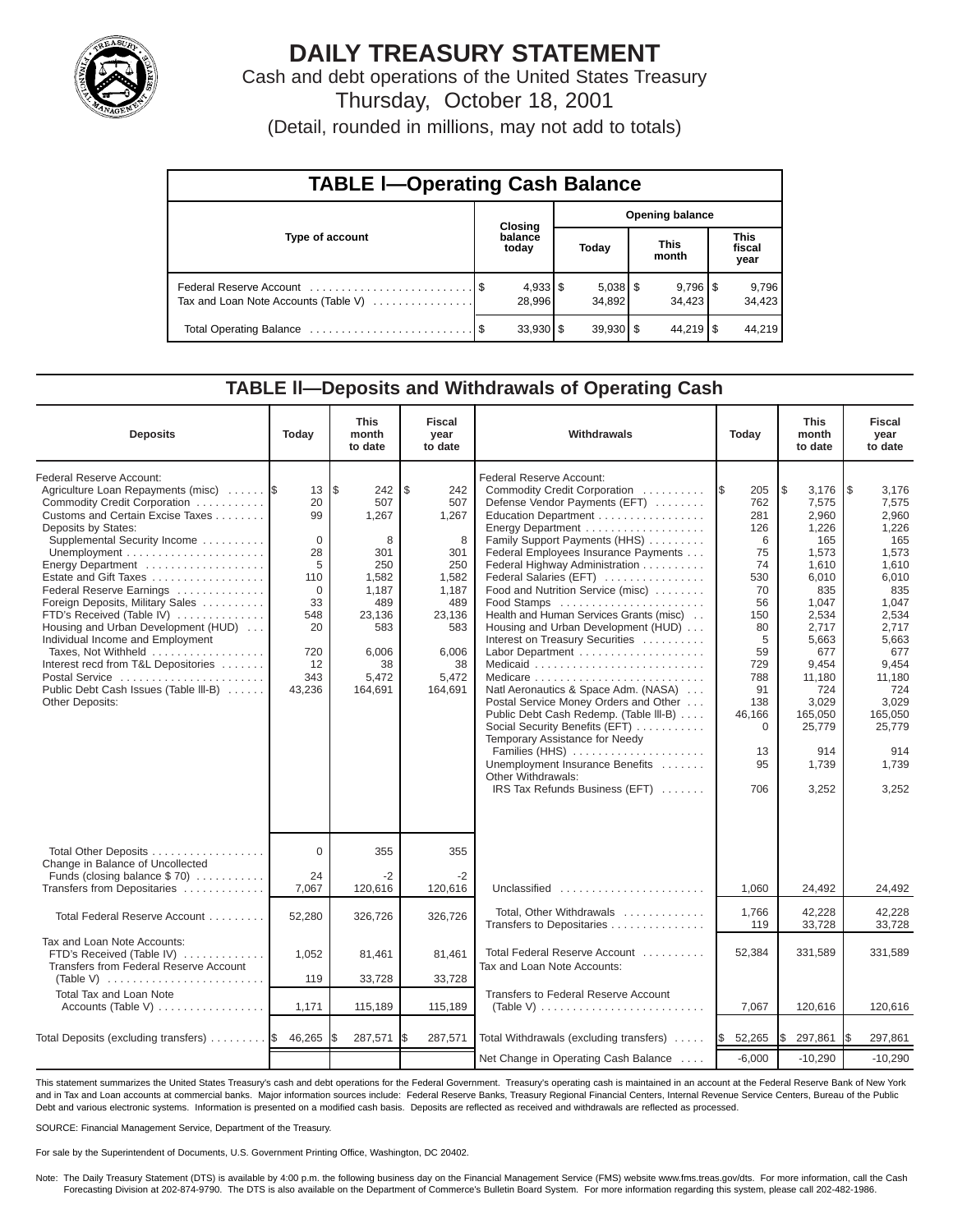# DAILY TREASURY STATEMENT

Cash and debt operations of the United States Treasury

Thursday, October 18, 2001

(Detail, rounded in millions, may not add to totals)

## TABLE I—Operating Cash Balance

| Type of account | Closing balance today | Opening balance Today | Opening balance This month | Opening balance This fiscal year |
|---|---|---|---|---|
| Federal Reserve Account | $ 4,933 | $ 5,038 | $ 9,796 | $ 9,796 |
| Tax and Loan Note Accounts (Table V) | 28,996 | 34,892 | 34,423 | 34,423 |
| Total Operating Balance | $ 33,930 | $ 39,930 | $ 44,219 | $ 44,219 |

## TABLE II—Deposits and Withdrawals of Operating Cash

| Deposits | Today | This month to date | Fiscal year to date |
|---|---|---|---|
| Federal Reserve Account: | | | |
| Agriculture Loan Repayments (misc) | $ 13 | $ 242 | $ 242 |
| Commodity Credit Corporation | 20 | 507 | 507 |
| Customs and Certain Excise Taxes | 99 | 1,267 | 1,267 |
| Deposits by States: | | | |
| Supplemental Security Income | 0 | 8 | 8 |
| Unemployment | 28 | 301 | 301 |
| Energy Department | 5 | 250 | 250 |
| Estate and Gift Taxes | 110 | 1,582 | 1,582 |
| Federal Reserve Earnings | 0 | 1,187 | 1,187 |
| Foreign Deposits, Military Sales | 33 | 489 | 489 |
| FTD's Received (Table IV) | 548 | 23,136 | 23,136 |
| Housing and Urban Development (HUD) | 20 | 583 | 583 |
| Individual Income and Employment Taxes, Not Withheld | 720 | 6,006 | 6,006 |
| Interest recd from T&L Depositories | 12 | 38 | 38 |
| Postal Service | 343 | 5,472 | 5,472 |
| Public Debt Cash Issues (Table III-B) | 43,236 | 164,691 | 164,691 |
| Other Deposits: | | | |
| Total Other Deposits | 0 | 355 | 355 |
| Change in Balance of Uncollected Funds (closing balance $ 70) | 24 | -2 | -2 |
| Transfers from Depositaries | 7,067 | 120,616 | 120,616 |
| Total Federal Reserve Account | 52,280 | 326,726 | 326,726 |
| Tax and Loan Note Accounts: | | | |
| FTD's Received (Table IV) | 1,052 | 81,461 | 81,461 |
| Transfers from Federal Reserve Account (Table V) | 119 | 33,728 | 33,728 |
| Total Tax and Loan Note Accounts (Table V) | 1,171 | 115,189 | 115,189 |
| Total Deposits (excluding transfers) | $ 46,265 | $ 287,571 | $ 287,571 |

| Withdrawals | Today | This month to date | Fiscal year to date |
|---|---|---|---|
| Federal Reserve Account: | | | |
| Commodity Credit Corporation | $ 205 | $ 3,176 | $ 3,176 |
| Defense Vendor Payments (EFT) | 762 | 7,575 | 7,575 |
| Education Department | 281 | 2,960 | 2,960 |
| Energy Department | 126 | 1,226 | 1,226 |
| Family Support Payments (HHS) | 6 | 165 | 165 |
| Federal Employees Insurance Payments | 75 | 1,573 | 1,573 |
| Federal Highway Administration | 74 | 1,610 | 1,610 |
| Federal Salaries (EFT) | 530 | 6,010 | 6,010 |
| Food and Nutrition Service (misc) | 70 | 835 | 835 |
| Food Stamps | 56 | 1,047 | 1,047 |
| Health and Human Services Grants (misc) | 150 | 2,534 | 2,534 |
| Housing and Urban Development (HUD) | 80 | 2,717 | 2,717 |
| Interest on Treasury Securities | 5 | 5,663 | 5,663 |
| Labor Department | 59 | 677 | 677 |
| Medicaid | 729 | 9,454 | 9,454 |
| Medicare | 788 | 11,180 | 11,180 |
| Natl Aeronautics & Space Adm. (NASA) | 91 | 724 | 724 |
| Postal Service Money Orders and Other | 138 | 3,029 | 3,029 |
| Public Debt Cash Redemp. (Table III-B) | 46,166 | 165,050 | 165,050 |
| Social Security Benefits (EFT) | 0 | 25,779 | 25,779 |
| Temporary Assistance for Needy Families (HHS) | 13 | 914 | 914 |
| Unemployment Insurance Benefits | 95 | 1,739 | 1,739 |
| Other Withdrawals: | | | |
| IRS Tax Refunds Business (EFT) | 706 | 3,252 | 3,252 |
| Unclassified | 1,060 | 24,492 | 24,492 |
| Total, Other Withdrawals | 1,766 | 42,228 | 42,228 |
| Transfers to Depositaries | 119 | 33,728 | 33,728 |
| Total Federal Reserve Account | 52,384 | 331,589 | 331,589 |
| Tax and Loan Note Accounts: | | | |
| Transfers to Federal Reserve Account (Table V) | 7,067 | 120,616 | 120,616 |
| Total Withdrawals (excluding transfers) | $ 52,265 | $ 297,861 | $ 297,861 |
| Net Change in Operating Cash Balance | -6,000 | -10,290 | -10,290 |

This statement summarizes the United States Treasury's cash and debt operations for the Federal Government. Treasury's operating cash is maintained in an account at the Federal Reserve Bank of New York and in Tax and Loan accounts at commercial banks. Major information sources include: Federal Reserve Banks, Treasury Regional Financial Centers, Internal Revenue Service Centers, Bureau of the Public Debt and various electronic systems. Information is presented on a modified cash basis. Deposits are reflected as received and withdrawals are reflected as processed.

SOURCE: Financial Management Service, Department of the Treasury.

For sale by the Superintendent of Documents, U.S. Government Printing Office, Washington, DC 20402.

Note: The Daily Treasury Statement (DTS) is available by 4:00 p.m. the following business day on the Financial Management Service (FMS) website www.fms.treas.gov/dts. For more information, call the Cash Forecasting Division at 202-874-9790. The DTS is also available on the Department of Commerce's Bulletin Board System. For more information regarding this system, please call 202-482-1986.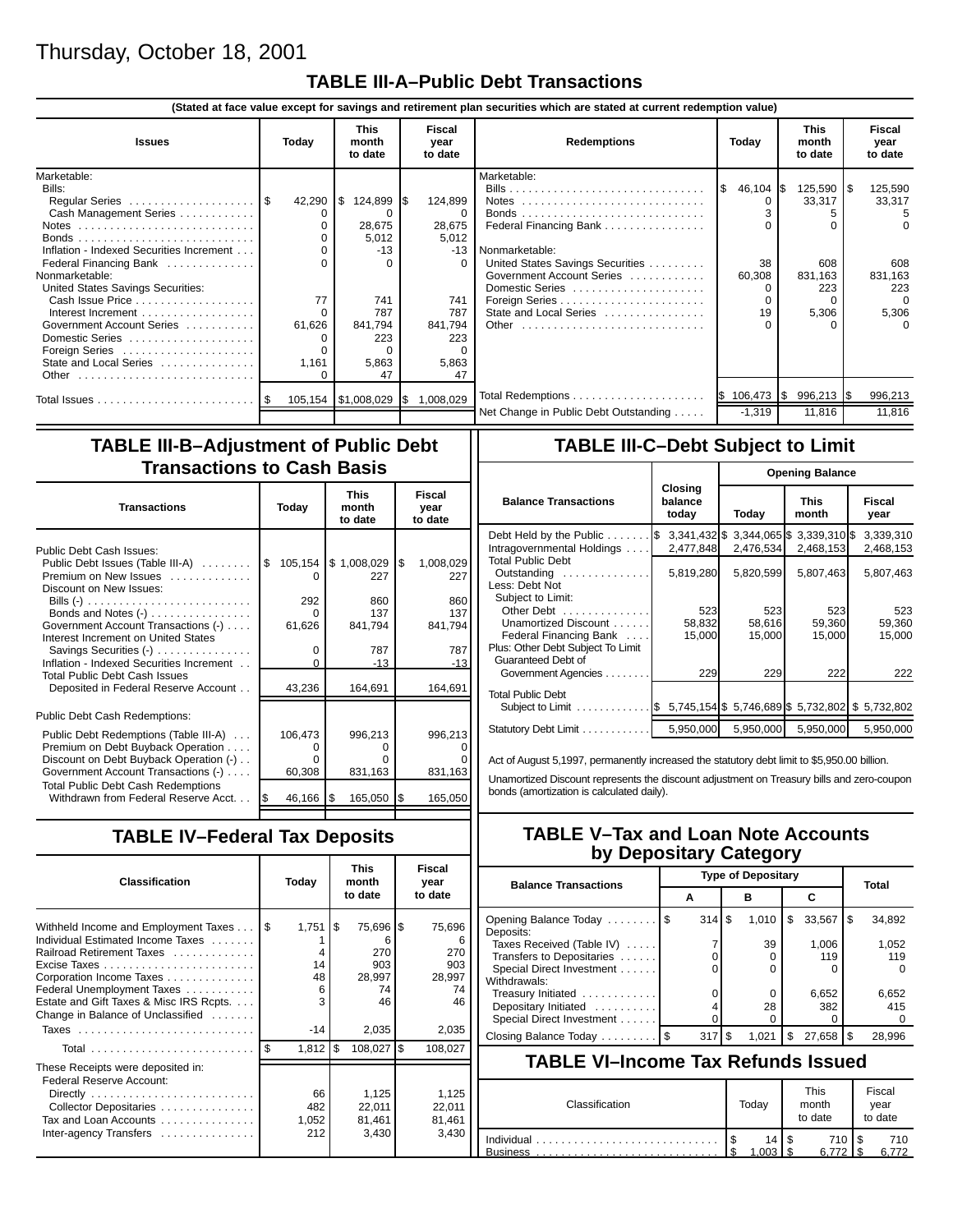Thursday, October 18, 2001

## TABLE III-A–Public Debt Transactions

(Stated at face value except for savings and retirement plan securities which are stated at current redemption value)

| Issues | Today | This month to date | Fiscal year to date |
|---|---|---|---|
| Marketable: | | | |
| Bills: | | | |
| Regular Series | $ 42,290 | $ 124,899 | $ 124,899 |
| Cash Management Series | 0 | 0 | 0 |
| Notes | 0 | 28,675 | 28,675 |
| Bonds | 0 | 5,012 | 5,012 |
| Inflation - Indexed Securities Increment | 0 | -13 | -13 |
| Federal Financing Bank | 0 | 0 | 0 |
| Nonmarketable: | | | |
| United States Savings Securities: | | | |
| Cash Issue Price | 77 | 741 | 741 |
| Interest Increment | 0 | 787 | 787 |
| Government Account Series | 61,626 | 841,794 | 841,794 |
| Domestic Series | 0 | 223 | 223 |
| Foreign Series | 0 | 0 | 0 |
| State and Local Series | 1,161 | 5,863 | 5,863 |
| Other | 0 | 47 | 47 |
| Total Issues | $ 105,154 | $1,008,029 | $ 1,008,029 |

| Redemptions | Today | This month to date | Fiscal year to date |
|---|---|---|---|
| Marketable: | | | |
| Bills | $ 46,104 | $ 125,590 | $ 125,590 |
| Notes | 0 | 33,317 | 33,317 |
| Bonds | 3 | 5 | 5 |
| Federal Financing Bank | 0 | 0 | 0 |
| Nonmarketable: | | | |
| United States Savings Securities | 38 | 608 | 608 |
| Government Account Series | 60,308 | 831,163 | 831,163 |
| Domestic Series | 0 | 223 | 223 |
| Foreign Series | 0 | 0 | 0 |
| State and Local Series | 19 | 5,306 | 5,306 |
| Other | 0 | 0 | 0 |
| Total Redemptions | $ 106,473 | $ 996,213 | $ 996,213 |
| Net Change in Public Debt Outstanding | -1,319 | 11,816 | 11,816 |

## TABLE III-B–Adjustment of Public Debt Transactions to Cash Basis

| Transactions | Today | This month to date | Fiscal year to date |
|---|---|---|---|
| Public Debt Cash Issues: | | | |
| Public Debt Issues (Table III-A) | $ 105,154 | $ 1,008,029 | $ 1,008,029 |
| Premium on New Issues | 0 | 227 | 227 |
| Discount on New Issues: | | | |
| Bills (-) | 292 | 860 | 860 |
| Bonds and Notes (-) | 0 | 137 | 137 |
| Government Account Transactions (-) | 61,626 | 841,794 | 841,794 |
| Interest Increment on United States Savings Securities (-) | 0 | 787 | 787 |
| Inflation - Indexed Securities Increment | 0 | -13 | -13 |
| Total Public Debt Cash Issues Deposited in Federal Reserve Account | 43,236 | 164,691 | 164,691 |
| Public Debt Cash Redemptions: | | | |
| Public Debt Redemptions (Table III-A) | 106,473 | 996,213 | 996,213 |
| Premium on Debt Buyback Operation | 0 | 0 | 0 |
| Discount on Debt Buyback Operation (-) | 0 | 0 | 0 |
| Government Account Transactions (-) | 60,308 | 831,163 | 831,163 |
| Total Public Debt Cash Redemptions Withdrawn from Federal Reserve Acct. | $ 46,166 | $ 165,050 | $ 165,050 |

## TABLE III-C–Debt Subject to Limit

| Balance Transactions | Closing balance today | Opening Balance Today | Opening Balance This month | Opening Balance Fiscal year |
|---|---|---|---|---|
| Debt Held by the Public | $ 3,341,432 | $ 3,344,065 | $ 3,339,310 | $ 3,339,310 |
| Intragovernmental Holdings | 2,477,848 | 2,476,534 | 2,468,153 | 2,468,153 |
| Total Public Debt Outstanding | 5,819,280 | 5,820,599 | 5,807,463 | 5,807,463 |
| Less: Debt Not Subject to Limit: | | | | |
| Other Debt | 523 | 523 | 523 | 523 |
| Unamortized Discount | 58,832 | 58,616 | 59,360 | 59,360 |
| Federal Financing Bank | 15,000 | 15,000 | 15,000 | 15,000 |
| Plus: Other Debt Subject To Limit Guaranteed Debt of Government Agencies | 229 | 229 | 222 | 222 |
| Total Public Debt Subject to Limit | $ 5,745,154 | $ 5,746,689 | $ 5,732,802 | $ 5,732,802 |
| Statutory Debt Limit | 5,950,000 | 5,950,000 | 5,950,000 | 5,950,000 |

Act of August 5,1997, permanently increased the statutory debt limit to $5,950.00 billion.

Unamortized Discount represents the discount adjustment on Treasury bills and zero-coupon bonds (amortization is calculated daily).

## TABLE IV–Federal Tax Deposits

| Classification | Today | This month to date | Fiscal year to date |
|---|---|---|---|
| Withheld Income and Employment Taxes | $ 1,751 | $ 75,696 | $ 75,696 |
| Individual Estimated Income Taxes | 1 | 6 | 6 |
| Railroad Retirement Taxes | 4 | 270 | 270 |
| Excise Taxes | 14 | 903 | 903 |
| Corporation Income Taxes | 48 | 28,997 | 28,997 |
| Federal Unemployment Taxes | 6 | 74 | 74 |
| Estate and Gift Taxes & Misc IRS Rcpts. | 3 | 46 | 46 |
| Change in Balance of Unclassified Taxes | -14 | 2,035 | 2,035 |
| Total | $ 1,812 | $ 108,027 | $ 108,027 |
| These Receipts were deposited in: | | | |
| Federal Reserve Account: | | | |
| Directly | 66 | 1,125 | 1,125 |
| Collector Depositaries | 482 | 22,011 | 22,011 |
| Tax and Loan Accounts | 1,052 | 81,461 | 81,461 |
| Inter-agency Transfers | 212 | 3,430 | 3,430 |

## TABLE V–Tax and Loan Note Accounts by Depositary Category

| Balance Transactions | Type of Depositary A | B | C | Total |
|---|---|---|---|---|
| Opening Balance Today | $ 314 | $ 1,010 | $ 33,567 | $ 34,892 |
| Deposits: | | | | |
| Taxes Received (Table IV) | 7 | 39 | 1,006 | 1,052 |
| Transfers to Depositaries | 0 | 0 | 119 | 119 |
| Special Direct Investment | 0 | 0 | 0 | 0 |
| Withdrawals: | | | | |
| Treasury Initiated | 0 | 0 | 6,652 | 6,652 |
| Depositary Initiated | 4 | 28 | 382 | 415 |
| Special Direct Investment | 0 | 0 | 0 | 0 |
| Closing Balance Today | $ 317 | $ 1,021 | $ 27,658 | $ 28,996 |

## TABLE VI–Income Tax Refunds Issued

| Classification | Today | This month to date | Fiscal year to date |
|---|---|---|---|
| Individual | $ 14 | $ 710 | $ 710 |
| Business | $ 1,003 | $ 6,772 | $ 6,772 |